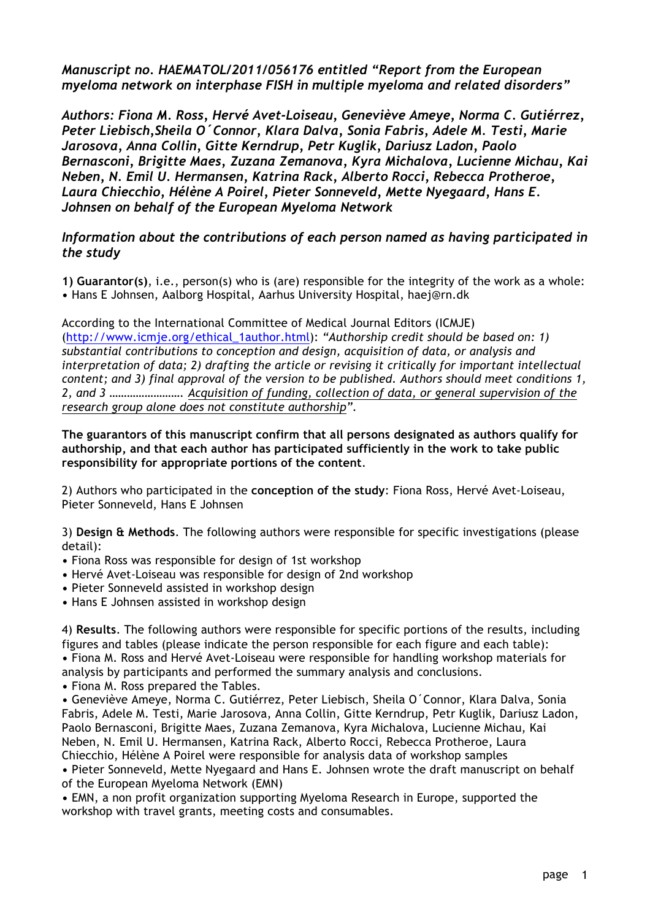*Manuscript no. HAEMATOL/2011/056176 entitled "Report from the European myeloma network on interphase FISH in multiple myeloma and related disorders"*

***Authors: Fiona M. Ross, Hervé Avet-Loiseau, Geneviève Ameye, Norma C. Gutiérrez, Peter Liebisch,Sheila O´Connor, Klara Dalva, Sonia Fabris, Adele M. Testi, Marie Jarosova, Anna Collin, Gitte Kerndrup, Petr Kuglik, Dariusz Ladon, Paolo Bernasconi, Brigitte Maes, Zuzana Zemanova, Kyra Michalova, Lucienne Michau, Kai Neben, N. Emil U. Hermansen, Katrina Rack, Alberto Rocci, Rebecca Protheroe, Laura Chiecchio, Hélène A Poirel, Pieter Sonneveld, Mette Nyegaard, Hans E. Johnsen on behalf of the European Myeloma Network***

## *Information about the contributions of each person named as having participated in the study*

**1) Guarantor(s)**, i.e., person(s) who is (are) responsible for the integrity of the work as a whole:
• Hans E Johnsen, Aalborg Hospital, Aarhus University Hospital, haej@rn.dk

According to the International Committee of Medical Journal Editors (ICMJE) (http://www.icmje.org/ethical_1author.html): *"Authorship credit should be based on: 1) substantial contributions to conception and design, acquisition of data, or analysis and interpretation of data; 2) drafting the article or revising it critically for important intellectual content; and 3) final approval of the version to be published. Authors should meet conditions 1, 2, and 3 ……………………. Acquisition of funding, collection of data, or general supervision of the research group alone does not constitute authorship".*

**The guarantors of this manuscript confirm that all persons designated as authors qualify for authorship, and that each author has participated sufficiently in the work to take public responsibility for appropriate portions of the content**.

2) Authors who participated in the **conception of the study**: Fiona Ross, Hervé Avet-Loiseau, Pieter Sonneveld, Hans E Johnsen

3) **Design & Methods**. The following authors were responsible for specific investigations (please detail):
- Fiona Ross was responsible for design of 1st workshop
- Hervé Avet-Loiseau was responsible for design of 2nd workshop
- Pieter Sonneveld assisted in workshop design
- Hans E Johnsen assisted in workshop design

4) **Results**. The following authors were responsible for specific portions of the results, including figures and tables (please indicate the person responsible for each figure and each table):
- Fiona M. Ross and Hervé Avet-Loiseau were responsible for handling workshop materials for analysis by participants and performed the summary analysis and conclusions.
- Fiona M. Ross prepared the Tables.
- Geneviève Ameye, Norma C. Gutiérrez, Peter Liebisch, Sheila O´Connor, Klara Dalva, Sonia Fabris, Adele M. Testi, Marie Jarosova, Anna Collin, Gitte Kerndrup, Petr Kuglik, Dariusz Ladon, Paolo Bernasconi, Brigitte Maes, Zuzana Zemanova, Kyra Michalova, Lucienne Michau, Kai Neben, N. Emil U. Hermansen, Katrina Rack, Alberto Rocci, Rebecca Protheroe, Laura Chiecchio, Hélène A Poirel were responsible for analysis data of workshop samples
- Pieter Sonneveld, Mette Nyegaard and Hans E. Johnsen wrote the draft manuscript on behalf of the European Myeloma Network (EMN)
- EMN, a non profit organization supporting Myeloma Research in Europe, supported the workshop with travel grants, meeting costs and consumables.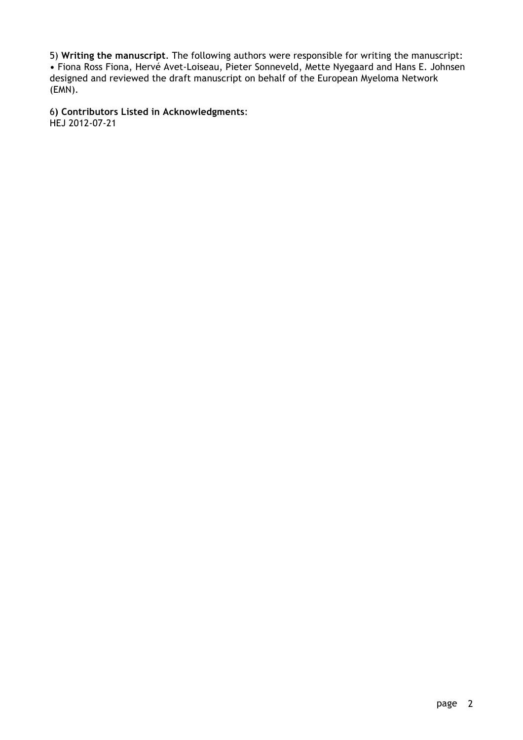5) **Writing the manuscript**. The following authors were responsible for writing the manuscript:

- Fiona Ross Fiona, Hervé Avet-Loiseau, Pieter Sonneveld, Mette Nyegaard and Hans E. Johnsen designed and reviewed the draft manuscript on behalf of the European Myeloma Network (EMN).

6**) Contributors Listed in Acknowledgments**:

HEJ 2012-07-21